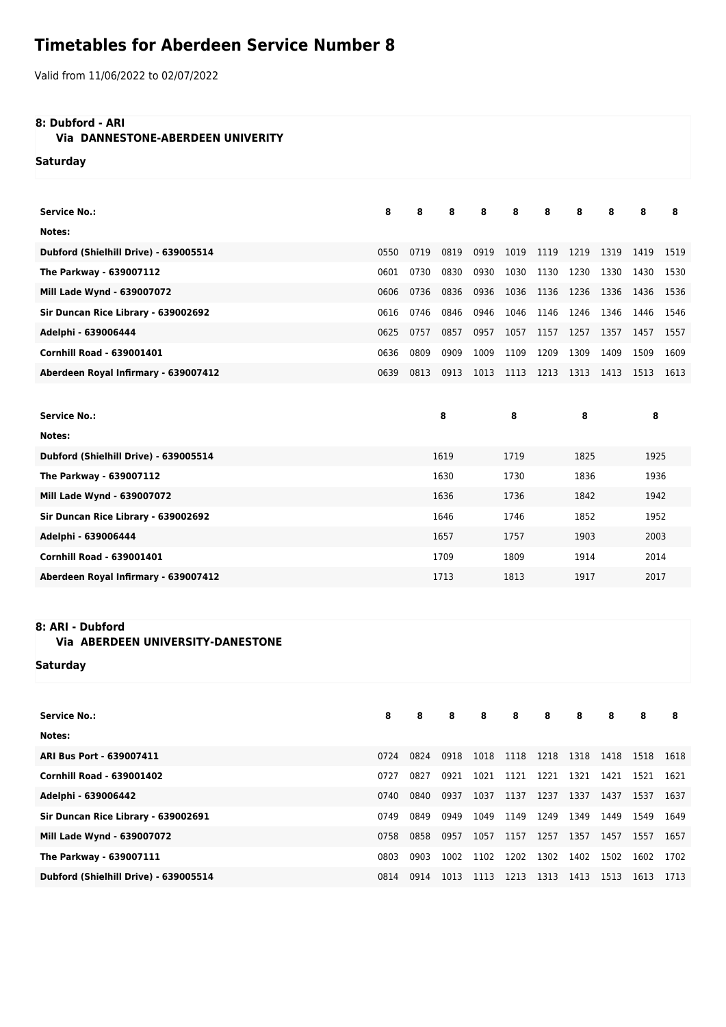# Timetables for Aberdeen Service Number 8

Valid from 11/06/2022 to 02/07/2022

## 8: Dubford - ARI

### Via DANNESTONE-ABERDEEN UNIVERITY

**Saturday**

| Service No.: | 8 | 8 | 8 | 8 | 8 | 8 | 8 | 8 | 8 | 8 |
|---|---|---|---|---|---|---|---|---|---|---|
| Notes: | | | | | | | | | | |
| Dubford (Shielhill Drive) - 639005514 | 0550 | 0719 | 0819 | 0919 | 1019 | 1119 | 1219 | 1319 | 1419 | 1519 |
| The Parkway - 639007112 | 0601 | 0730 | 0830 | 0930 | 1030 | 1130 | 1230 | 1330 | 1430 | 1530 |
| Mill Lade Wynd - 639007072 | 0606 | 0736 | 0836 | 0936 | 1036 | 1136 | 1236 | 1336 | 1436 | 1536 |
| Sir Duncan Rice Library - 639002692 | 0616 | 0746 | 0846 | 0946 | 1046 | 1146 | 1246 | 1346 | 1446 | 1546 |
| Adelphi - 639006444 | 0625 | 0757 | 0857 | 0957 | 1057 | 1157 | 1257 | 1357 | 1457 | 1557 |
| Cornhill Road - 639001401 | 0636 | 0809 | 0909 | 1009 | 1109 | 1209 | 1309 | 1409 | 1509 | 1609 |
| Aberdeen Royal Infirmary - 639007412 | 0639 | 0813 | 0913 | 1013 | 1113 | 1213 | 1313 | 1413 | 1513 | 1613 |

| Service No.: | 8 | 8 | 8 | 8 |
|---|---|---|---|---|
| Notes: | | | | |
| Dubford (Shielhill Drive) - 639005514 | 1619 | 1719 | 1825 | 1925 |
| The Parkway - 639007112 | 1630 | 1730 | 1836 | 1936 |
| Mill Lade Wynd - 639007072 | 1636 | 1736 | 1842 | 1942 |
| Sir Duncan Rice Library - 639002692 | 1646 | 1746 | 1852 | 1952 |
| Adelphi - 639006444 | 1657 | 1757 | 1903 | 2003 |
| Cornhill Road - 639001401 | 1709 | 1809 | 1914 | 2014 |
| Aberdeen Royal Infirmary - 639007412 | 1713 | 1813 | 1917 | 2017 |

## 8: ARI - Dubford

### Via ABERDEEN UNIVERSITY-DANESTONE

**Saturday**

| Service No.: | 8 | 8 | 8 | 8 | 8 | 8 | 8 | 8 | 8 | 8 |
|---|---|---|---|---|---|---|---|---|---|---|
| Notes: | | | | | | | | | | |
| ARI Bus Port - 639007411 | 0724 | 0824 | 0918 | 1018 | 1118 | 1218 | 1318 | 1418 | 1518 | 1618 |
| Cornhill Road - 639001402 | 0727 | 0827 | 0921 | 1021 | 1121 | 1221 | 1321 | 1421 | 1521 | 1621 |
| Adelphi - 639006442 | 0740 | 0840 | 0937 | 1037 | 1137 | 1237 | 1337 | 1437 | 1537 | 1637 |
| Sir Duncan Rice Library - 639002691 | 0749 | 0849 | 0949 | 1049 | 1149 | 1249 | 1349 | 1449 | 1549 | 1649 |
| Mill Lade Wynd - 639007072 | 0758 | 0858 | 0957 | 1057 | 1157 | 1257 | 1357 | 1457 | 1557 | 1657 |
| The Parkway - 639007111 | 0803 | 0903 | 1002 | 1102 | 1202 | 1302 | 1402 | 1502 | 1602 | 1702 |
| Dubford (Shielhill Drive) - 639005514 | 0814 | 0914 | 1013 | 1113 | 1213 | 1313 | 1413 | 1513 | 1613 | 1713 |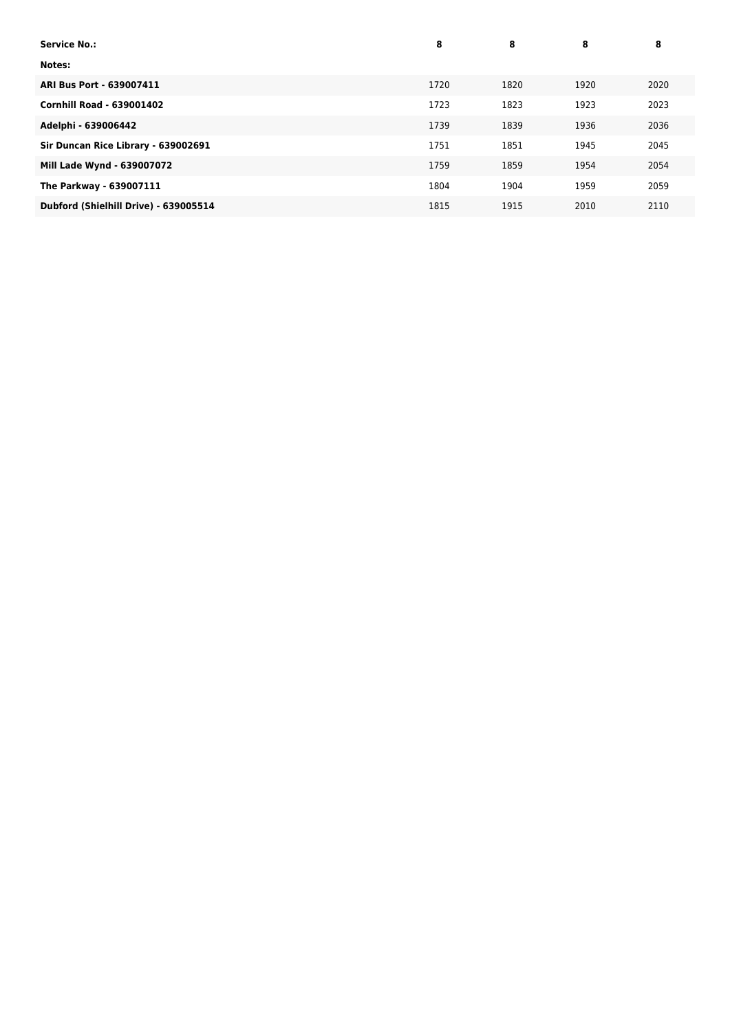| Service No.: | 8 | 8 | 8 | 8 |
|---|---|---|---|---|
| Notes: | | | | |
| ARI Bus Port - 639007411 | 1720 | 1820 | 1920 | 2020 |
| Cornhill Road - 639001402 | 1723 | 1823 | 1923 | 2023 |
| Adelphi - 639006442 | 1739 | 1839 | 1936 | 2036 |
| Sir Duncan Rice Library - 639002691 | 1751 | 1851 | 1945 | 2045 |
| Mill Lade Wynd - 639007072 | 1759 | 1859 | 1954 | 2054 |
| The Parkway - 639007111 | 1804 | 1904 | 1959 | 2059 |
| Dubford (Shielhill Drive) - 639005514 | 1815 | 1915 | 2010 | 2110 |